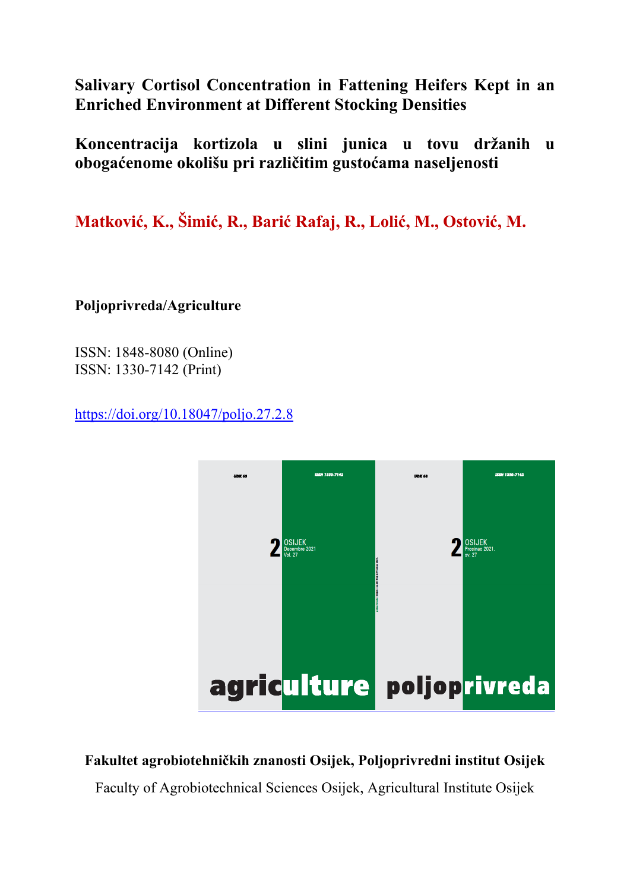# Salivary Cortisol Concentration in Fattening Heifers Kept in an Enriched Environment at Different Stocking Densities

# Koncentracija kortizola u slini junica u tovu držanih u obogaćenome okolišu pri različitim gustoćama naseljenosti

**Matković, K., Šimić, R., Barić Rafaj, R., Lolić, M., Ostović, M.**

**Poljoprivreda/Agriculture**

ISSN: 1848-8080 (Online)
ISSN: 1330-7142 (Print)

https://doi.org/10.18047/poljo.27.2.8

**Fakultet agrobiotehničkih znanosti Osijek, Poljoprivredni institut Osijek**

Faculty of Agrobiotechnical Sciences Osijek, Agricultural Institute Osijek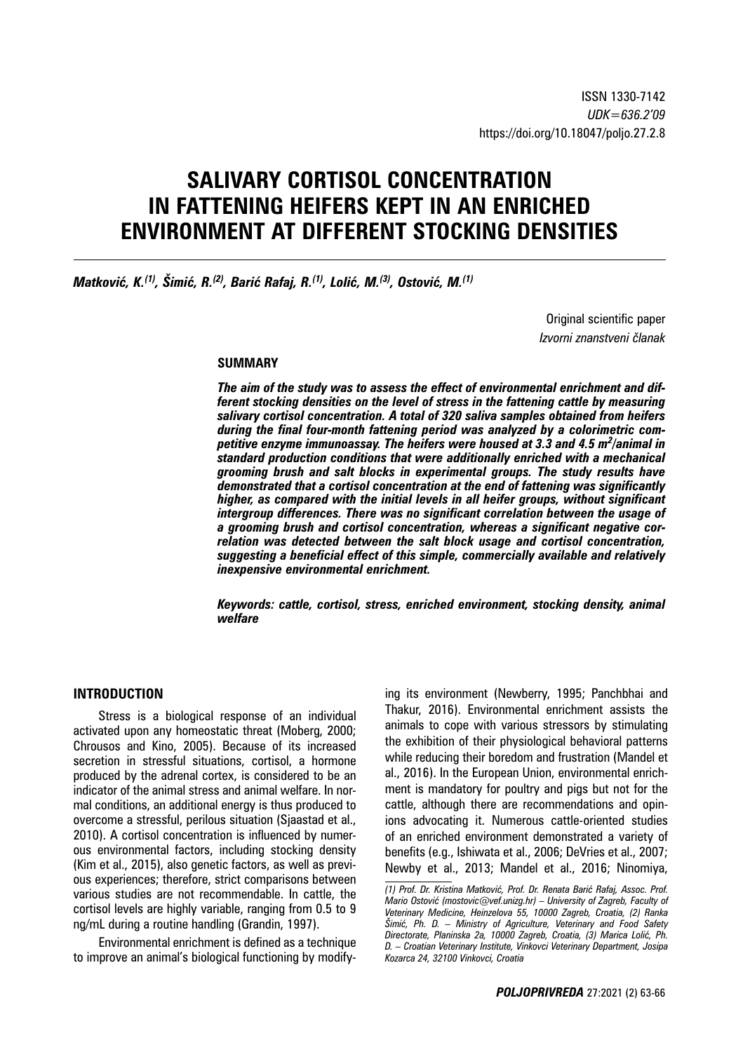ISSN 1330-7142
*UDK=636.2'09*
https://doi.org/10.18047/poljo.27.2.8

# SALIVARY CORTISOL CONCENTRATION IN FATTENING HEIFERS KEPT IN AN ENRICHED ENVIRONMENT AT DIFFERENT STOCKING DENSITIES

***Matković, K.[(1)], Šimić, R.[(2)], Barić Rafaj, R.[(1)], Lolić, M.[(3)], Ostović, M.[(1)]***

Original scientific paper
*Izvorni znanstveni članak*

## SUMMARY

***The aim of the study was to assess the effect of environmental enrichment and different stocking densities on the level of stress in the fattening cattle by measuring salivary cortisol concentration. A total of 320 saliva samples obtained from heifers during the final four-month fattening period was analyzed by a colorimetric competitive enzyme immunoassay. The heifers were housed at 3.3 and 4.5 m$^2$/animal in standard production conditions that were additionally enriched with a mechanical grooming brush and salt blocks in experimental groups. The study results have demonstrated that a cortisol concentration at the end of fattening was significantly higher, as compared with the initial levels in all heifer groups, without significant intergroup differences. There was no significant correlation between the usage of a grooming brush and cortisol concentration, whereas a significant negative correlation was detected between the salt block usage and cortisol concentration, suggesting a beneficial effect of this simple, commercially available and relatively inexpensive environmental enrichment.***

***Keywords: cattle, cortisol, stress, enriched environment, stocking density, animal welfare***

## INTRODUCTION

Stress is a biological response of an individual activated upon any homeostatic threat (Moberg, 2000; Chrousos and Kino, 2005). Because of its increased secretion in stressful situations, cortisol, a hormone produced by the adrenal cortex, is considered to be an indicator of the animal stress and animal welfare. In normal conditions, an additional energy is thus produced to overcome a stressful, perilous situation (Sjaastad et al., 2010). A cortisol concentration is influenced by numerous environmental factors, including stocking density (Kim et al., 2015), also genetic factors, as well as previous experiences; therefore, strict comparisons between various studies are not recommendable. In cattle, the cortisol levels are highly variable, ranging from 0.5 to 9 ng/mL during a routine handling (Grandin, 1997).

Environmental enrichment is defined as a technique to improve an animal's biological functioning by modifying its environment (Newberry, 1995; Panchbhai and Thakur, 2016). Environmental enrichment assists the animals to cope with various stressors by stimulating the exhibition of their physiological behavioral patterns while reducing their boredom and frustration (Mandel et al., 2016). In the European Union, environmental enrichment is mandatory for poultry and pigs but not for the cattle, although there are recommendations and opinions advocating it. Numerous cattle-oriented studies of an enriched environment demonstrated a variety of benefits (e.g., Ishiwata et al., 2006; DeVries et al., 2007; Newby et al., 2013; Mandel et al., 2016; Ninomiya,

*(1) Prof. Dr. Kristina Matković, Prof. Dr. Renata Barić Rafaj, Assoc. Prof. Mario Ostović (mostovic@vef.unizg.hr) – University of Zagreb, Faculty of Veterinary Medicine, Heinzelova 55, 10000 Zagreb, Croatia, (2) Ranka Šimić, Ph. D. – Ministry of Agriculture, Veterinary and Food Safety Directorate, Planinska 2a, 10000 Zagreb, Croatia, (3) Marica Lolić, Ph. D. – Croatian Veterinary Institute, Vinkovci Veterinary Department, Josipa Kozarca 24, 32100 Vinkovci, Croatia*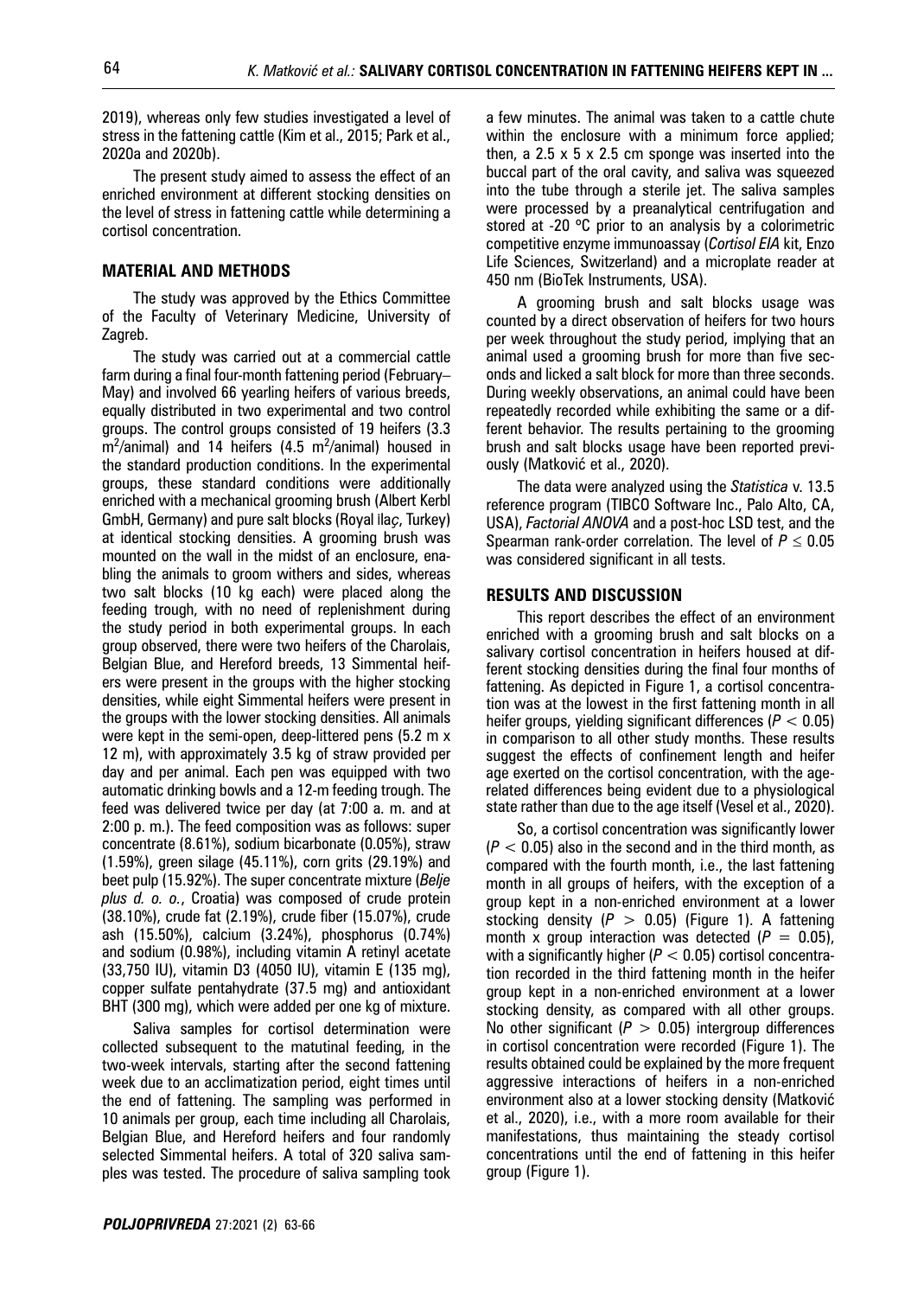2019), whereas only few studies investigated a level of stress in the fattening cattle (Kim et al., 2015; Park et al., 2020a and 2020b).

The present study aimed to assess the effect of an enriched environment at different stocking densities on the level of stress in fattening cattle while determining a cortisol concentration.

## MATERIAL AND METHODS

The study was approved by the Ethics Committee of the Faculty of Veterinary Medicine, University of Zagreb.

The study was carried out at a commercial cattle farm during a final four-month fattening period (February–May) and involved 66 yearling heifers of various breeds, equally distributed in two experimental and two control groups. The control groups consisted of 19 heifers (3.3 $m^2$/animal) and 14 heifers (4.5 $m^2$/animal) housed in the standard production conditions. In the experimental groups, these standard conditions were additionally enriched with a mechanical grooming brush (Albert Kerbl GmbH, Germany) and pure salt blocks (Royal ilaç, Turkey) at identical stocking densities. A grooming brush was mounted on the wall in the midst of an enclosure, enabling the animals to groom withers and sides, whereas two salt blocks (10 kg each) were placed along the feeding trough, with no need of replenishment during the study period in both experimental groups. In each group observed, there were two heifers of the Charolais, Belgian Blue, and Hereford breeds, 13 Simmental heifers were present in the groups with the higher stocking densities, while eight Simmental heifers were present in the groups with the lower stocking densities. All animals were kept in the semi-open, deep-littered pens (5.2 m x 12 m), with approximately 3.5 kg of straw provided per day and per animal. Each pen was equipped with two automatic drinking bowls and a 12-m feeding trough. The feed was delivered twice per day (at 7:00 a. m. and at 2:00 p. m.). The feed composition was as follows: super concentrate (8.61%), sodium bicarbonate (0.05%), straw (1.59%), green silage (45.11%), corn grits (29.19%) and beet pulp (15.92%). The super concentrate mixture (*Belje plus d. o. o.*, Croatia) was composed of crude protein (38.10%), crude fat (2.19%), crude fiber (15.07%), crude ash (15.50%), calcium (3.24%), phosphorus (0.74%) and sodium (0.98%), including vitamin A retinyl acetate (33,750 IU), vitamin D3 (4050 IU), vitamin E (135 mg), copper sulfate pentahydrate (37.5 mg) and antioxidant BHT (300 mg), which were added per one kg of mixture.

Saliva samples for cortisol determination were collected subsequent to the matutinal feeding, in the two-week intervals, starting after the second fattening week due to an acclimatization period, eight times until the end of fattening. The sampling was performed in 10 animals per group, each time including all Charolais, Belgian Blue, and Hereford heifers and four randomly selected Simmental heifers. A total of 320 saliva samples was tested. The procedure of saliva sampling took a few minutes. The animal was taken to a cattle chute within the enclosure with a minimum force applied; then, a 2.5 x 5 x 2.5 cm sponge was inserted into the buccal part of the oral cavity, and saliva was squeezed into the tube through a sterile jet. The saliva samples were processed by a preanalytical centrifugation and stored at -20 °C prior to an analysis by a colorimetric competitive enzyme immunoassay (*Cortisol EIA* kit, Enzo Life Sciences, Switzerland) and a microplate reader at 450 nm (BioTek Instruments, USA).

A grooming brush and salt blocks usage was counted by a direct observation of heifers for two hours per week throughout the study period, implying that an animal used a grooming brush for more than five seconds and licked a salt block for more than three seconds. During weekly observations, an animal could have been repeatedly recorded while exhibiting the same or a different behavior. The results pertaining to the grooming brush and salt blocks usage have been reported previously (Matković et al., 2020).

The data were analyzed using the *Statistica* v. 13.5 reference program (TIBCO Software Inc., Palo Alto, CA, USA), *Factorial ANOVA* and a post-hoc LSD test, and the Spearman rank-order correlation. The level of $P \leq 0.05$ was considered significant in all tests.

## RESULTS AND DISCUSSION

This report describes the effect of an environment enriched with a grooming brush and salt blocks on a salivary cortisol concentration in heifers housed at different stocking densities during the final four months of fattening. As depicted in Figure 1, a cortisol concentration was at the lowest in the first fattening month in all heifer groups, yielding significant differences ($P < 0.05$) in comparison to all other study months. These results suggest the effects of confinement length and heifer age exerted on the cortisol concentration, with the age-related differences being evident due to a physiological state rather than due to the age itself (Vesel et al., 2020).

So, a cortisol concentration was significantly lower ($P < 0.05$) also in the second and in the third month, as compared with the fourth month, i.e., the last fattening month in all groups of heifers, with the exception of a group kept in a non-enriched environment at a lower stocking density ($P > 0.05$) (Figure 1). A fattening month x group interaction was detected ($P = 0.05$), with a significantly higher ($P < 0.05$) cortisol concentration recorded in the third fattening month in the heifer group kept in a non-enriched environment at a lower stocking density, as compared with all other groups. No other significant ($P > 0.05$) intergroup differences in cortisol concentration were recorded (Figure 1). The results obtained could be explained by the more frequent aggressive interactions of heifers in a non-enriched environment also at a lower stocking density (Matković et al., 2020), i.e., with a more room available for their manifestations, thus maintaining the steady cortisol concentrations until the end of fattening in this heifer group (Figure 1).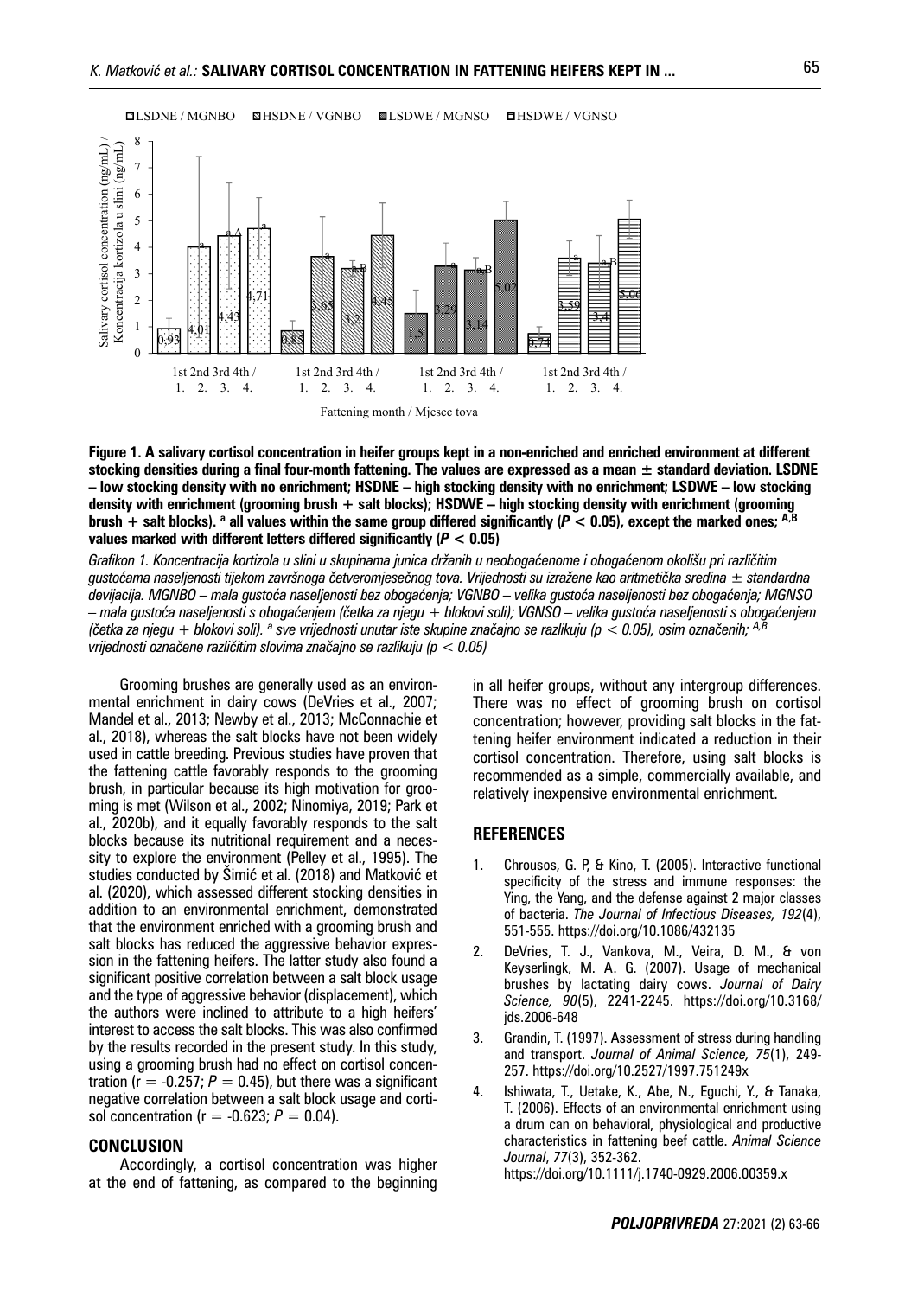**Figure 1. A salivary cortisol concentration in heifer groups kept in a non-enriched and enriched environment at different stocking densities during a final four-month fattening. The values are expressed as a mean ± standard deviation. LSDNE – low stocking density with no enrichment; HSDNE – high stocking density with no enrichment; LSDWE – low stocking density with enrichment (grooming brush + salt blocks); HSDWE – high stocking density with enrichment (grooming brush + salt blocks). [a] all values within the same group differed significantly ($P < 0.05$), except the marked ones; [A,B] values marked with different letters differed significantly ($P < 0.05$)**

*Grafikon 1. Koncentracija kortizola u slini u skupinama junica držanih u neobogaćenome i obogaćenom okolišu pri različitim gustoćama naseljenosti tijekom završnoga četveromjesečnog tova. Vrijednosti su izražene kao aritmetička sredina ± standardna devijacija. MGNBO – mala gustoća naseljenosti bez obogaćenja; VGNBO – velika gustoća naseljenosti bez obogaćenja; MGNSO – mala gustoća naseljenosti s obogaćenjem (četka za njegu + blokovi soli); VGNSO – velika gustoća naseljenosti s obogaćenjem (četka za njegu + blokovi soli). [a] sve vrijednosti unutar iste skupine značajno se razlikuju ($p < 0.05$), osim označenih; [A,B] vrijednosti označene različitim slovima značajno se razlikuju ($p < 0.05$)*

Grooming brushes are generally used as an environmental enrichment in dairy cows (DeVries et al., 2007; Mandel et al., 2013; Newby et al., 2013; McConnachie et al., 2018), whereas the salt blocks have not been widely used in cattle breeding. Previous studies have proven that the fattening cattle favorably responds to the grooming brush, in particular because its high motivation for grooming is met (Wilson et al., 2002; Ninomiya, 2019; Park et al., 2020b), and it equally favorably responds to the salt blocks because its nutritional requirement and a necessity to explore the environment (Pelley et al., 1995). The studies conducted by Šimić et al. (2018) and Matković et al. (2020), which assessed different stocking densities in addition to an environmental enrichment, demonstrated that the environment enriched with a grooming brush and salt blocks has reduced the aggressive behavior expression in the fattening heifers. The latter study also found a significant positive correlation between a salt block usage and the type of aggressive behavior (displacement), which the authors were inclined to attribute to a high heifers' interest to access the salt blocks. This was also confirmed by the results recorded in the present study. In this study, using a grooming brush had no effect on cortisol concentration ($r = -0.257$; $P = 0.45$), but there was a significant negative correlation between a salt block usage and cortisol concentration ($r = -0.623$; $P = 0.04$).

## CONCLUSION

Accordingly, a cortisol concentration was higher at the end of fattening, as compared to the beginning in all heifer groups, without any intergroup differences. There was no effect of grooming brush on cortisol concentration; however, providing salt blocks in the fattening heifer environment indicated a reduction in their cortisol concentration. Therefore, using salt blocks is recommended as a simple, commercially available, and relatively inexpensive environmental enrichment.

## REFERENCES

1. Chrousos, G. P, & Kino, T. (2005). Interactive functional specificity of the stress and immune responses: the Ying, the Yang, and the defense against 2 major classes of bacteria. *The Journal of Infectious Diseases, 192*(4), 551-555. https://doi.org/10.1086/432135
2. DeVries, T. J., Vankova, M., Veira, D. M., & von Keyserlingk, M. A. G. (2007). Usage of mechanical brushes by lactating dairy cows. *Journal of Dairy Science, 90*(5), 2241-2245. https://doi.org/10.3168/jds.2006-648
3. Grandin, T. (1997). Assessment of stress during handling and transport. *Journal of Animal Science, 75*(1), 249-257. https://doi.org/10.2527/1997.751249x
4. Ishiwata, T., Uetake, K., Abe, N., Eguchi, Y., & Tanaka, T. (2006). Effects of an environmental enrichment using a drum can on behavioral, physiological and productive characteristics in fattening beef cattle. *Animal Science Journal*, *77*(3), 352-362. https://doi.org/10.1111/j.1740-0929.2006.00359.x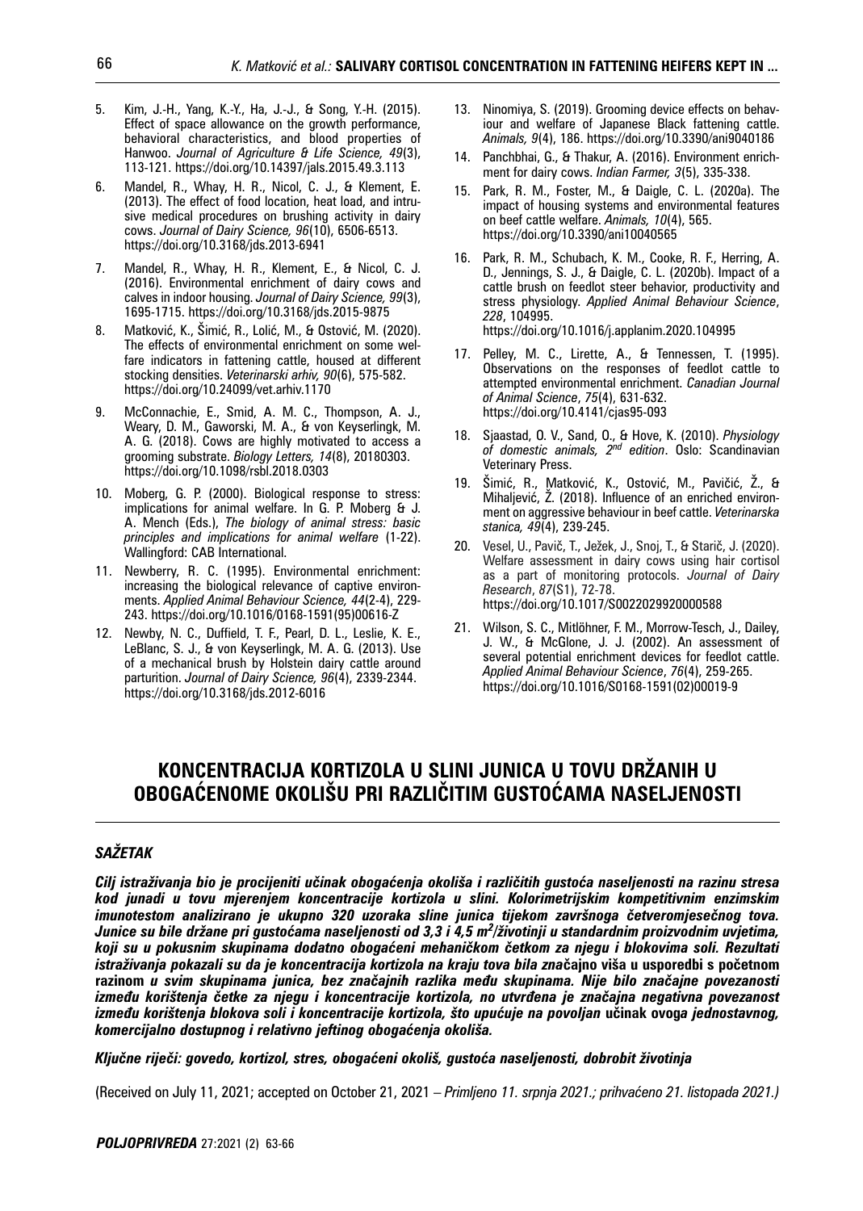5. Kim, J.-H., Yang, K.-Y., Ha, J.-J., & Song, Y.-H. (2015). Effect of space allowance on the growth performance, behavioral characteristics, and blood properties of Hanwoo. *Journal of Agriculture & Life Science, 49*(3), 113-121. https://doi.org/10.14397/jals.2015.49.3.113
6. Mandel, R., Whay, H. R., Nicol, C. J., & Klement, E. (2013). The effect of food location, heat load, and intrusive medical procedures on brushing activity in dairy cows. *Journal of Dairy Science, 96*(10), 6506-6513. https://doi.org/10.3168/jds.2013-6941
7. Mandel, R., Whay, H. R., Klement, E., & Nicol, C. J. (2016). Environmental enrichment of dairy cows and calves in indoor housing. *Journal of Dairy Science, 99*(3), 1695-1715. https://doi.org/10.3168/jds.2015-9875
8. Matković, K., Šimić, R., Lolić, M., & Ostović, M. (2020). The effects of environmental enrichment on some welfare indicators in fattening cattle, housed at different stocking densities. *Veterinarski arhiv, 90*(6), 575-582. https://doi.org/10.24099/vet.arhiv.1170
9. McConnachie, E., Smid, A. M. C., Thompson, A. J., Weary, D. M., Gaworski, M. A., & von Keyserlingk, M. A. G. (2018). Cows are highly motivated to access a grooming substrate. *Biology Letters, 14*(8), 20180303. https://doi.org/10.1098/rsbl.2018.0303
10. Moberg, G. P. (2000). Biological response to stress: implications for animal welfare. In G. P. Moberg & J. A. Mench (Eds.), *The biology of animal stress: basic principles and implications for animal welfare* (1-22). Wallingford: CAB International.
11. Newberry, R. C. (1995). Environmental enrichment: increasing the biological relevance of captive environments. *Applied Animal Behaviour Science, 44*(2-4), 229-243. https://doi.org/10.1016/0168-1591(95)00616-Z
12. Newby, N. C., Duffield, T. F., Pearl, D. L., Leslie, K. E., LeBlanc, S. J., & von Keyserlingk, M. A. G. (2013). Use of a mechanical brush by Holstein dairy cattle around parturition. *Journal of Dairy Science, 96*(4), 2339-2344. https://doi.org/10.3168/jds.2012-6016
13. Ninomiya, S. (2019). Grooming device effects on behaviour and welfare of Japanese Black fattening cattle. *Animals, 9*(4), 186. https://doi.org/10.3390/ani9040186
14. Panchbhai, G., & Thakur, A. (2016). Environment enrichment for dairy cows. *Indian Farmer, 3*(5), 335-338.
15. Park, R. M., Foster, M., & Daigle, C. L. (2020a). The impact of housing systems and environmental features on beef cattle welfare. *Animals, 10*(4), 565. https://doi.org/10.3390/ani10040565
16. Park, R. M., Schubach, K. M., Cooke, R. F., Herring, A. D., Jennings, S. J., & Daigle, C. L. (2020b). Impact of a cattle brush on feedlot steer behavior, productivity and stress physiology. *Applied Animal Behaviour Science*, *228*, 104995. https://doi.org/10.1016/j.applanim.2020.104995
17. Pelley, M. C., Lirette, A., & Tennessen, T. (1995). Observations on the responses of feedlot cattle to attempted environmental enrichment. *Canadian Journal of Animal Science*, *75*(4), 631-632. https://doi.org/10.4141/cjas95-093
18. Sjaastad, O. V., Sand, O., & Hove, K. (2010). *Physiology of domestic animals, 2nd edition*. Oslo: Scandinavian Veterinary Press.
19. Šimić, R., Matković, K., Ostović, M., Pavičić, Ž., & Mihaljević, Ž. (2018). Influence of an enriched environment on aggressive behaviour in beef cattle. *Veterinarska stanica, 49*(4), 239-245.
20. Vesel, U., Pavič, T., Ježek, J., Snoj, T., & Starič, J. (2020). Welfare assessment in dairy cows using hair cortisol as a part of monitoring protocols. *Journal of Dairy Research*, *87*(S1), 72-78. https://doi.org/10.1017/S0022029920000588
21. Wilson, S. C., Mitlöhner, F. M., Morrow-Tesch, J., Dailey, J. W., & McGlone, J. J. (2002). An assessment of several potential enrichment devices for feedlot cattle. *Applied Animal Behaviour Science*, *76*(4), 259-265. https://doi.org/10.1016/S0168-1591(02)00019-9

# KONCENTRACIJA KORTIZOLA U SLINI JUNICA U TOVU DRŽANIH U OBOGAĆENOME OKOLIŠU PRI RAZLIČITIM GUSTOĆAMA NASELJENOSTI

## SAŽETAK

***Cilj istraživanja bio je procijeniti učinak obogaćenja okoliša i različitih gustoća naseljenosti na razinu stresa kod junadi u tovu mjerenjem koncentracije kortizola u slini. Kolorimetrijskim kompetitivnim enzimskim imunotestom analizirano je ukupno 320 uzoraka sline junica tijekom završnoga četveromjesečnog tova. Junice su bile držane pri gustoćama naseljenosti od 3,3 i 4,5 m²/životinji u standardnim proizvodnim uvjetima, koji su u pokusnim skupinama dodatno obogaćeni mehaničkom četkom za njegu i blokovima soli. Rezultati istraživanja pokazali su da je koncentracija kortizola na kraju tova bila značajno viša u usporedbi s početnom razinom u svim skupinama junica, bez značajnih razlika među skupinama. Nije bilo značajne povezanosti između korištenja četke za njegu i koncentracije kortizola, no utvrđena je značajna negativna povezanost između korištenja blokova soli i koncentracije kortizola, što upućuje na povoljan učinak ovoga jednostavnog, komercijalno dostupnog i relativno jeftinog obogaćenja okoliša.***

***Ključne riječi: govedo, kortizol, stres, obogaćeni okoliš, gustoća naseljenosti, dobrobit životinja***

(Received on July 11, 2021; accepted on October 21, 2021 – *Primljeno 11. srpnja 2021.; prihvaćeno 21. listopada 2021.)*